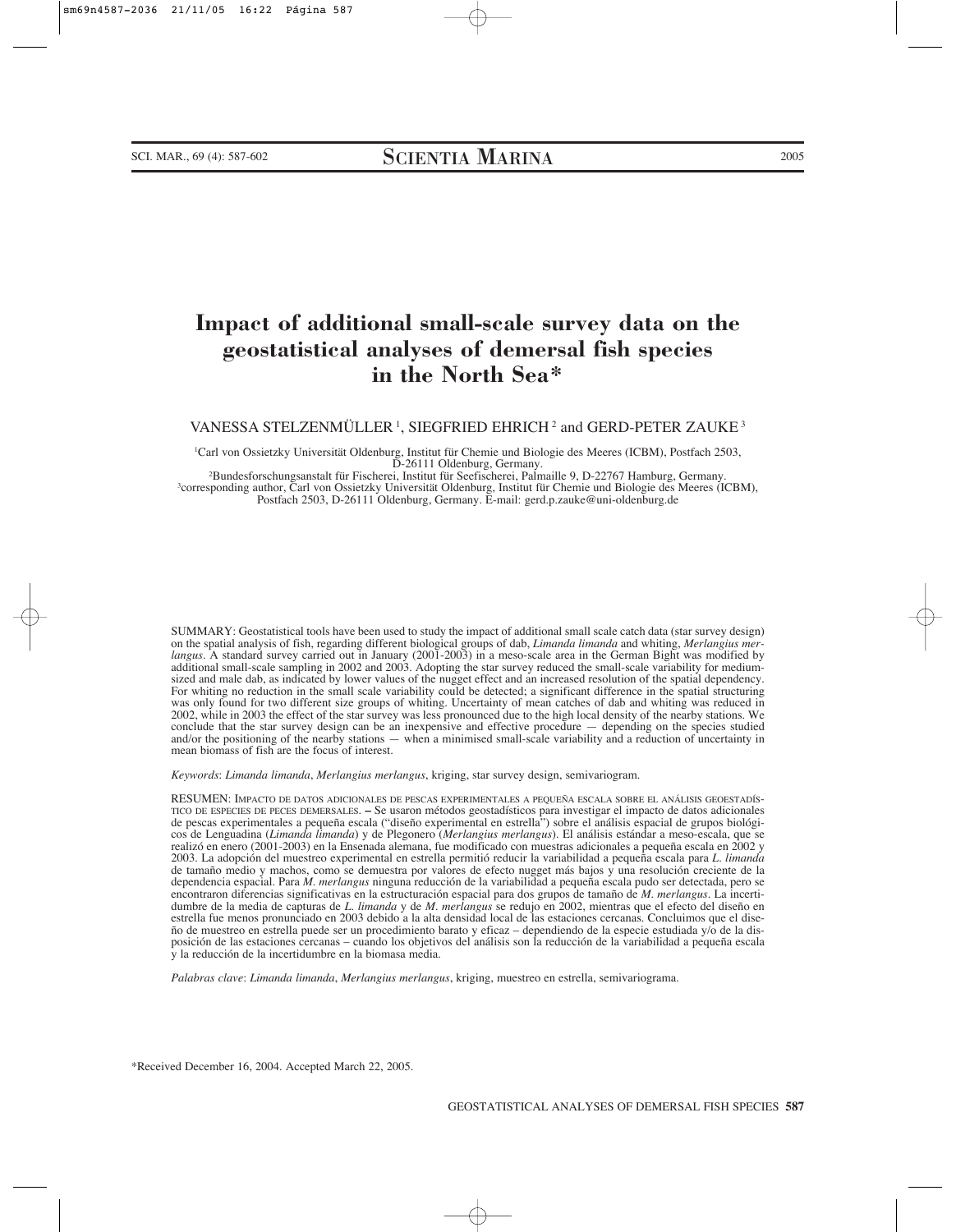# Impact of additional small-scale survey data on the geostatistical analyses of demersal fish species in the North Sea*

VANESSA STELZENMÜLLER [1], SIEGFRIED EHRICH [2] and GERD-PETER ZAUKE [3]

[1]Carl von Ossietzky Universität Oldenburg, Institut für Chemie und Biologie des Meeres (ICBM), Postfach 2503, D-26111 Oldenburg, Germany.
[2]Bundesforschungsanstalt für Fischerei, Institut für Seefischerei, Palmaille 9, D-22767 Hamburg, Germany.
[3]corresponding author, Carl von Ossietzky Universität Oldenburg, Institut für Chemie und Biologie des Meeres (ICBM), Postfach 2503, D-26111 Oldenburg, Germany. E-mail: gerd.p.zauke@uni-oldenburg.de

SUMMARY: Geostatistical tools have been used to study the impact of additional small scale catch data (star survey design) on the spatial analysis of fish, regarding different biological groups of dab, *Limanda limanda* and whiting, *Merlangius merlangus*. A standard survey carried out in January (2001-2003) in a meso-scale area in the German Bight was modified by additional small-scale sampling in 2002 and 2003. Adopting the star survey reduced the small-scale variability for medium-sized and male dab, as indicated by lower values of the nugget effect and an increased resolution of the spatial dependency. For whiting no reduction in the small scale variability could be detected; a significant difference in the spatial structuring was only found for two different size groups of whiting. Uncertainty of mean catches of dab and whiting was reduced in 2002, while in 2003 the effect of the star survey was less pronounced due to the high local density of the nearby stations. We conclude that the star survey design can be an inexpensive and effective procedure — depending on the species studied and/or the positioning of the nearby stations — when a minimised small-scale variability and a reduction of uncertainty in mean biomass of fish are the focus of interest.

*Keywords*: *Limanda limanda*, *Merlangius merlangus*, kriging, star survey design, semivariogram.

RESUMEN: IMPACTO DE DATOS ADICIONALES DE PESCAS EXPERIMENTALES A PEQUEÑA ESCALA SOBRE EL ANÁLISIS GEOESTADÍSTICO DE ESPECIES DE PECES DEMERSALES. – Se usaron métodos geostadísticos para investigar el impacto de datos adicionales de pescas experimentales a pequeña escala ("diseño experimental en estrella") sobre el análisis espacial de grupos biológicos de Lenguadina (*Limanda limanda*) y de Plegonero (*Merlangius merlangus*). El análisis estándar a meso-escala, que se realizó en enero (2001-2003) en la Ensenada alemana, fue modificado con muestras adicionales a pequeña escala en 2002 y 2003. La adopción del muestreo experimental en estrella permitió reducir la variabilidad a pequeña escala para *L. limanda* de tamaño medio y machos, como se demuestra por valores de efecto nugget más bajos y una resolución creciente de la dependencia espacial. Para *M. merlangus* ninguna reducción de la variabilidad a pequeña escala pudo ser detectada, pero se encontraron diferencias significativas en la estructuración espacial para dos grupos de tamaño de *M. merlangus*. La incertidumbre de la media de capturas de *L. limanda* y de *M. merlangus* se redujo en 2002, mientras que el efecto del diseño en estrella fue menos pronunciado en 2003 debido a la alta densidad local de las estaciones cercanas. Concluimos que el diseño de muestreo en estrella puede ser un procedimiento barato y eficaz – dependiendo de la especie estudiada y/o de la disposición de las estaciones cercanas – cuando los objetivos del análisis son la reducción de la variabilidad a pequeña escala y la reducción de la incertidumbre en la biomasa media.

*Palabras clave*: *Limanda limanda*, *Merlangius merlangus*, kriging, muestreo en estrella, semivariograma.

*Received December 16, 2004. Accepted March 22, 2005.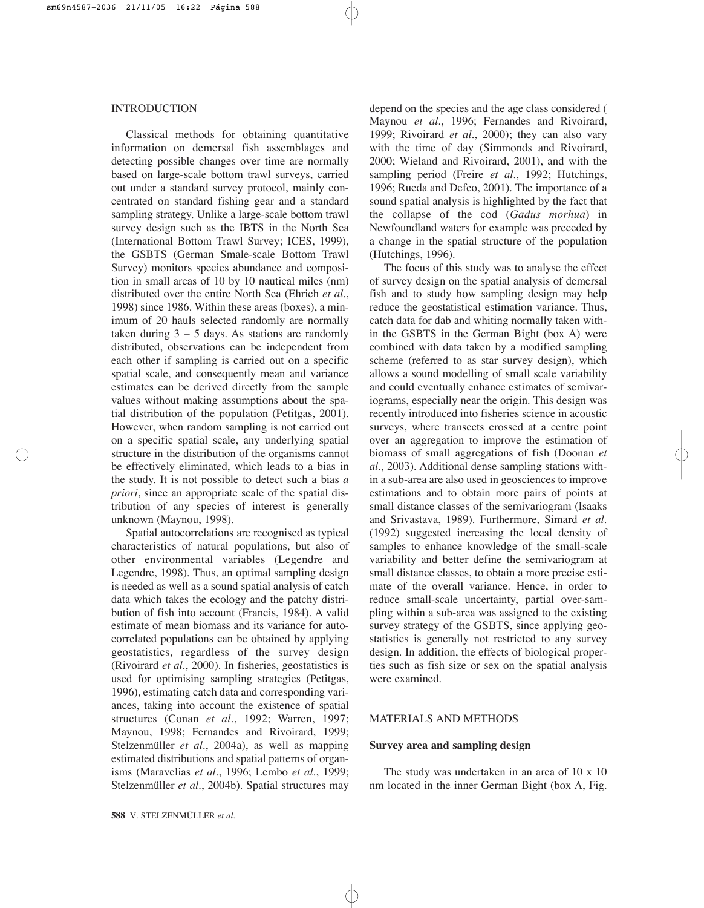## INTRODUCTION

Classical methods for obtaining quantitative information on demersal fish assemblages and detecting possible changes over time are normally based on large-scale bottom trawl surveys, carried out under a standard survey protocol, mainly concentrated on standard fishing gear and a standard sampling strategy. Unlike a large-scale bottom trawl survey design such as the IBTS in the North Sea (International Bottom Trawl Survey; ICES, 1999), the GSBTS (German Smale-scale Bottom Trawl Survey) monitors species abundance and composition in small areas of 10 by 10 nautical miles (nm) distributed over the entire North Sea (Ehrich *et al*., 1998) since 1986. Within these areas (boxes), a minimum of 20 hauls selected randomly are normally taken during 3 – 5 days. As stations are randomly distributed, observations can be independent from each other if sampling is carried out on a specific spatial scale, and consequently mean and variance estimates can be derived directly from the sample values without making assumptions about the spatial distribution of the population (Petitgas, 2001). However, when random sampling is not carried out on a specific spatial scale, any underlying spatial structure in the distribution of the organisms cannot be effectively eliminated, which leads to a bias in the study. It is not possible to detect such a bias *a priori*, since an appropriate scale of the spatial distribution of any species of interest is generally unknown (Maynou, 1998).

Spatial autocorrelations are recognised as typical characteristics of natural populations, but also of other environmental variables (Legendre and Legendre, 1998). Thus, an optimal sampling design is needed as well as a sound spatial analysis of catch data which takes the ecology and the patchy distribution of fish into account (Francis, 1984). A valid estimate of mean biomass and its variance for autocorrelated populations can be obtained by applying geostatistics, regardless of the survey design (Rivoirard *et al*., 2000). In fisheries, geostatistics is used for optimising sampling strategies (Petitgas, 1996), estimating catch data and corresponding variances, taking into account the existence of spatial structures (Conan *et al*., 1992; Warren, 1997; Maynou, 1998; Fernandes and Rivoirard, 1999; Stelzenmüller *et al*., 2004a), as well as mapping estimated distributions and spatial patterns of organisms (Maravelias *et al*., 1996; Lembo *et al*., 1999; Stelzenmüller *et al*., 2004b). Spatial structures may depend on the species and the age class considered ( Maynou *et al*., 1996; Fernandes and Rivoirard, 1999; Rivoirard *et al*., 2000); they can also vary with the time of day (Simmonds and Rivoirard, 2000; Wieland and Rivoirard, 2001), and with the sampling period (Freire *et al*., 1992; Hutchings, 1996; Rueda and Defeo, 2001). The importance of a sound spatial analysis is highlighted by the fact that the collapse of the cod (*Gadus morhua*) in Newfoundland waters for example was preceded by a change in the spatial structure of the population (Hutchings, 1996).

The focus of this study was to analyse the effect of survey design on the spatial analysis of demersal fish and to study how sampling design may help reduce the geostatistical estimation variance. Thus, catch data for dab and whiting normally taken within the GSBTS in the German Bight (box A) were combined with data taken by a modified sampling scheme (referred to as star survey design), which allows a sound modelling of small scale variability and could eventually enhance estimates of semivariograms, especially near the origin. This design was recently introduced into fisheries science in acoustic surveys, where transects crossed at a centre point over an aggregation to improve the estimation of biomass of small aggregations of fish (Doonan *et al*., 2003). Additional dense sampling stations within a sub-area are also used in geosciences to improve estimations and to obtain more pairs of points at small distance classes of the semivariogram (Isaaks and Srivastava, 1989). Furthermore, Simard *et al.* (1992) suggested increasing the local density of samples to enhance knowledge of the small-scale variability and better define the semivariogram at small distance classes, to obtain a more precise estimate of the overall variance. Hence, in order to reduce small-scale uncertainty, partial over-sampling within a sub-area was assigned to the existing survey strategy of the GSBTS, since applying geostatistics is generally not restricted to any survey design. In addition, the effects of biological properties such as fish size or sex on the spatial analysis were examined.

## MATERIALS AND METHODS

### Survey area and sampling design

The study was undertaken in an area of 10 x 10 nm located in the inner German Bight (box A, Fig.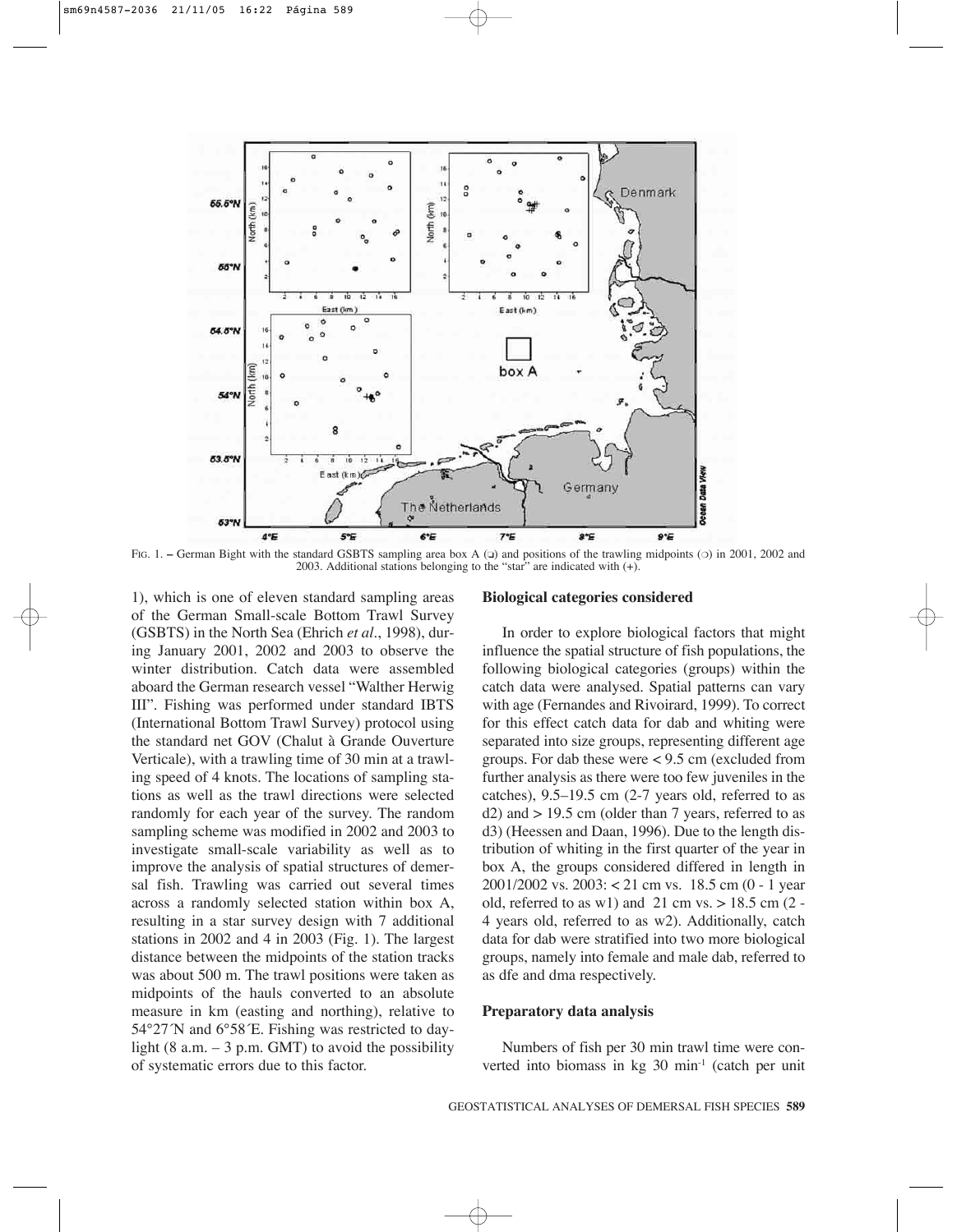FIG. 1. – German Bight with the standard GSBTS sampling area box A (❑) and positions of the trawling midpoints (❍) in 2001, 2002 and 2003. Additional stations belonging to the "star" are indicated with (+).

1), which is one of eleven standard sampling areas of the German Small-scale Bottom Trawl Survey (GSBTS) in the North Sea (Ehrich *et al*., 1998), during January 2001, 2002 and 2003 to observe the winter distribution. Catch data were assembled aboard the German research vessel "Walther Herwig III". Fishing was performed under standard IBTS (International Bottom Trawl Survey) protocol using the standard net GOV (Chalut à Grande Ouverture Verticale), with a trawling time of 30 min at a trawling speed of 4 knots. The locations of sampling stations as well as the trawl directions were selected randomly for each year of the survey. The random sampling scheme was modified in 2002 and 2003 to investigate small-scale variability as well as to improve the analysis of spatial structures of demersal fish. Trawling was carried out several times across a randomly selected station within box A, resulting in a star survey design with 7 additional stations in 2002 and 4 in 2003 (Fig. 1). The largest distance between the midpoints of the station tracks was about 500 m. The trawl positions were taken as midpoints of the hauls converted to an absolute measure in km (easting and northing), relative to 54°27´N and 6°58´E. Fishing was restricted to daylight (8 a.m. – 3 p.m. GMT) to avoid the possibility of systematic errors due to this factor.

### Biological categories considered

In order to explore biological factors that might influence the spatial structure of fish populations, the following biological categories (groups) within the catch data were analysed. Spatial patterns can vary with age (Fernandes and Rivoirard, 1999). To correct for this effect catch data for dab and whiting were separated into size groups, representing different age groups. For dab these were < 9.5 cm (excluded from further analysis as there were too few juveniles in the catches), 9.5–19.5 cm (2-7 years old, referred to as d2) and > 19.5 cm (older than 7 years, referred to as d3) (Heessen and Daan, 1996). Due to the length distribution of whiting in the first quarter of the year in box A, the groups considered differed in length in 2001/2002 vs. 2003: < 21 cm vs. 18.5 cm (0 - 1 year old, referred to as w1) and 21 cm vs. > 18.5 cm (2 - 4 years old, referred to as w2). Additionally, catch data for dab were stratified into two more biological groups, namely into female and male dab, referred to as dfe and dma respectively.

### Preparatory data analysis

Numbers of fish per 30 min trawl time were converted into biomass in kg 30 min$^{-1}$ (catch per unit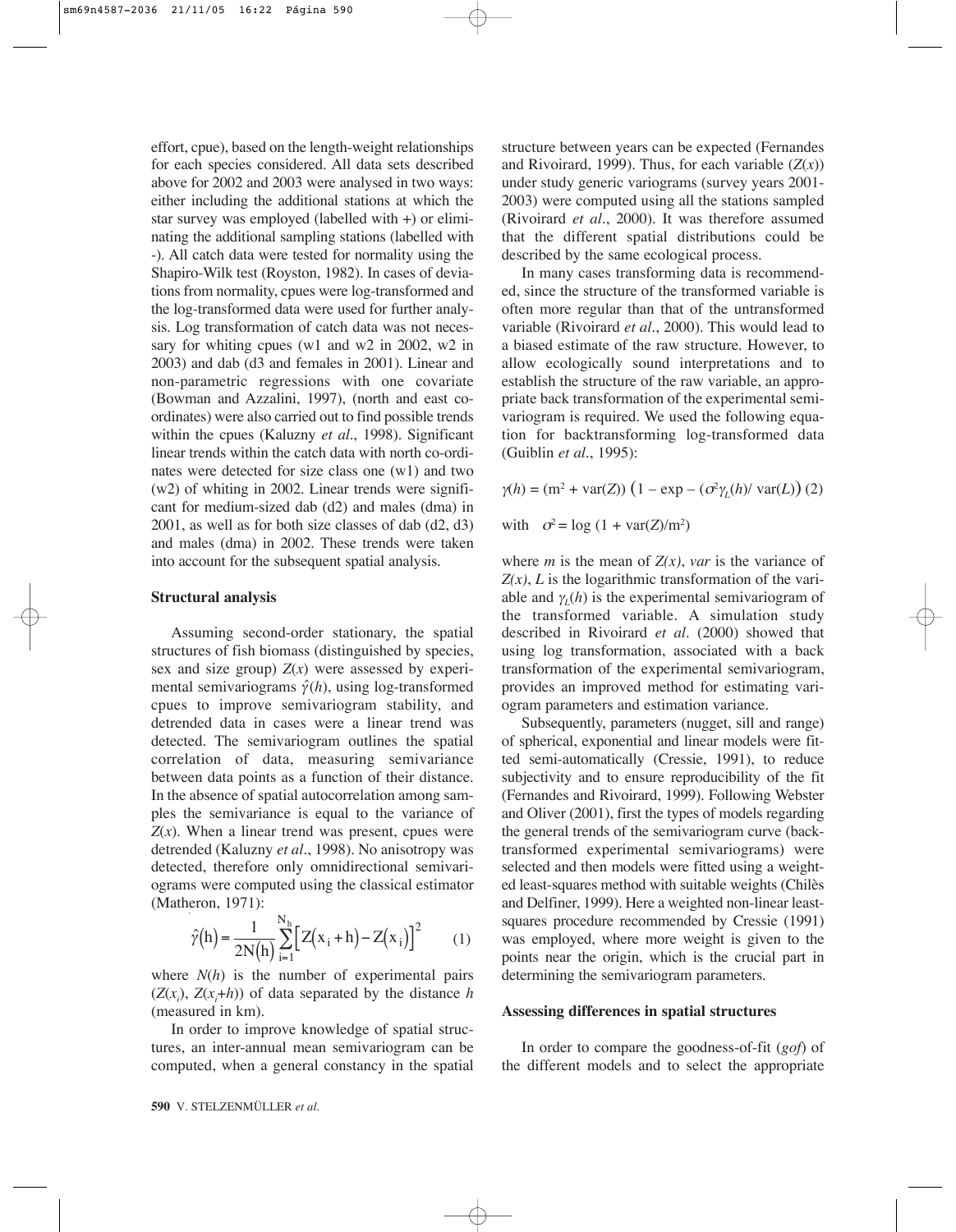effort, cpue), based on the length-weight relationships for each species considered. All data sets described above for 2002 and 2003 were analysed in two ways: either including the additional stations at which the star survey was employed (labelled with +) or eliminating the additional sampling stations (labelled with -). All catch data were tested for normality using the Shapiro-Wilk test (Royston, 1982). In cases of deviations from normality, cpues were log-transformed and the log-transformed data were used for further analysis. Log transformation of catch data was not necessary for whiting cpues (w1 and w2 in 2002, w2 in 2003) and dab (d3 and females in 2001). Linear and non-parametric regressions with one covariate (Bowman and Azzalini, 1997), (north and east coordinates) were also carried out to find possible trends within the cpues (Kaluzny *et al*., 1998). Significant linear trends within the catch data with north co-ordinates were detected for size class one (w1) and two (w2) of whiting in 2002. Linear trends were significant for medium-sized dab (d2) and males (dma) in 2001, as well as for both size classes of dab (d2, d3) and males (dma) in 2002. These trends were taken into account for the subsequent spatial analysis.

### Structural analysis

Assuming second-order stationary, the spatial structures of fish biomass (distinguished by species, sex and size group) $Z(x)$ were assessed by experimental semivariograms $\hat{\gamma}(h)$, using log-transformed cpues to improve semivariogram stability, and detrended data in cases were a linear trend was detected. The semivariogram outlines the spatial correlation of data, measuring semivariance between data points as a function of their distance. In the absence of spatial autocorrelation among samples the semivariance is equal to the variance of $Z(x)$. When a linear trend was present, cpues were detrended (Kaluzny *et al*., 1998). No anisotropy was detected, therefore only omnidirectional semivariograms were computed using the classical estimator (Matheron, 1971):

$$\hat{\gamma}(h) = \frac{1}{2N(h)} \sum_{i=1}^{N_h} \left[ Z(x_i + h) - Z(x_i) \right]^2 \qquad (1)$$

where $N(h)$ is the number of experimental pairs $(Z(x_i), Z(x_i+h))$ of data separated by the distance $h$ (measured in km).

In order to improve knowledge of spatial structures, an inter-annual mean semivariogram can be computed, when a general constancy in the spatial structure between years can be expected (Fernandes and Rivoirard, 1999). Thus, for each variable ($Z(x)$) under study generic variograms (survey years 2001-2003) were computed using all the stations sampled (Rivoirard *et al*., 2000). It was therefore assumed that the different spatial distributions could be described by the same ecological process.

In many cases transforming data is recommended, since the structure of the transformed variable is often more regular than that of the untransformed variable (Rivoirard *et al*., 2000). This would lead to a biased estimate of the raw structure. However, to allow ecologically sound interpretations and to establish the structure of the raw variable, an appropriate back transformation of the experimental semivariogram is required. We used the following equation for backtransforming log-transformed data (Guiblin *et al*., 1995):

$$\gamma(h) = (m^2 + \mathrm{var}(Z)) \left(1 - \exp - (\sigma^2 \gamma_L(h) / \mathrm{var}(L)\right) \quad (2)$$

with $\sigma^2 = \log(1 + \mathrm{var}(Z)/m^2)$

where $m$ is the mean of $Z(x)$, *var* is the variance of $Z(x)$, $L$ is the logarithmic transformation of the variable and $\gamma_L(h)$ is the experimental semivariogram of the transformed variable. A simulation study described in Rivoirard *et al*. (2000) showed that using log transformation, associated with a back transformation of the experimental semivariogram, provides an improved method for estimating variogram parameters and estimation variance.

Subsequently, parameters (nugget, sill and range) of spherical, exponential and linear models were fitted semi-automatically (Cressie, 1991), to reduce subjectivity and to ensure reproducibility of the fit (Fernandes and Rivoirard, 1999). Following Webster and Oliver (2001), first the types of models regarding the general trends of the semivariogram curve (back-transformed experimental semivariograms) were selected and then models were fitted using a weighted least-squares method with suitable weights (Chilès and Delfiner, 1999). Here a weighted non-linear least-squares procedure recommended by Cressie (1991) was employed, where more weight is given to the points near the origin, which is the crucial part in determining the semivariogram parameters.

### Assessing differences in spatial structures

In order to compare the goodness-of-fit (*gof*) of the different models and to select the appropriate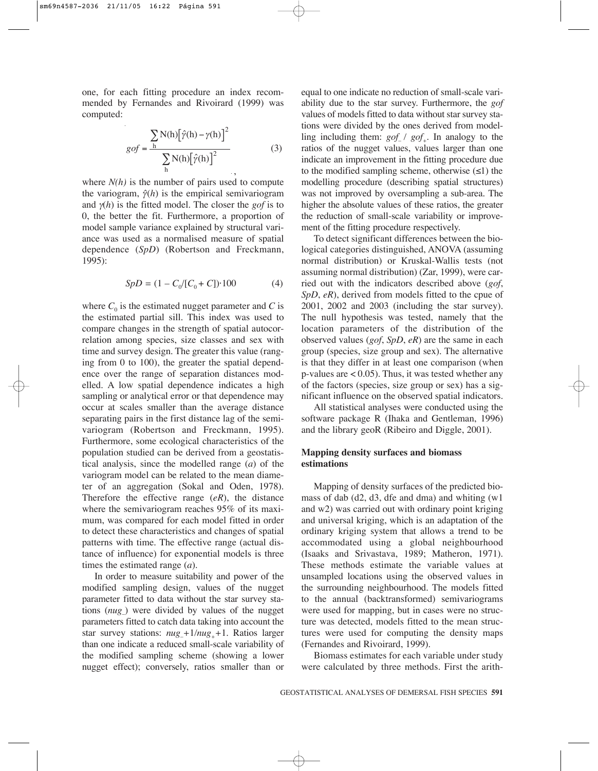one, for each fitting procedure an index recommended by Fernandes and Rivoirard (1999) was computed:

$$gof = \frac{\sum_{h} N(h)\left[\hat{\gamma}(h) - \gamma(h)\right]^2}{\sum_{h} N(h)\left[\hat{\gamma}(h)\right]^2} \quad (3)$$

where $N(h)$ is the number of pairs used to compute the variogram, $\hat{\gamma}(h)$ is the empirical semivariogram and $\gamma(h)$ is the fitted model. The closer the *gof* is to 0, the better the fit. Furthermore, a proportion of model sample variance explained by structural variance was used as a normalised measure of spatial dependence (*SpD*) (Robertson and Freckmann, 1995):

$$SpD = (1 - C_0/[C_0 + C])\cdot 100 \quad (4)$$

where $C_0$ is the estimated nugget parameter and $C$ is the estimated partial sill. This index was used to compare changes in the strength of spatial autocorrelation among species, size classes and sex with time and survey design. The greater this value (ranging from 0 to 100), the greater the spatial dependence over the range of separation distances modelled. A low spatial dependence indicates a high sampling or analytical error or that dependence may occur at scales smaller than the average distance separating pairs in the first distance lag of the semivariogram (Robertson and Freckmann, 1995). Furthermore, some ecological characteristics of the population studied can be derived from a geostatistical analysis, since the modelled range ($a$) of the variogram model can be related to the mean diameter of an aggregation (Sokal and Oden, 1978). Therefore the effective range (*eR*), the distance where the semivariogram reaches 95% of its maximum, was compared for each model fitted in order to detect these characteristics and changes of spatial patterns with time. The effective range (actual distance of influence) for exponential models is three times the estimated range ($a$).

In order to measure suitability and power of the modified sampling design, values of the nugget parameter fitted to data without the star survey stations ($nug_-$) were divided by values of the nugget parameters fitted to catch data taking into account the star survey stations: $nug_-+1/nug_++1$. Ratios larger than one indicate a reduced small-scale variability of the modified sampling scheme (showing a lower nugget effect); conversely, ratios smaller than or equal to one indicate no reduction of small-scale variability due to the star survey. Furthermore, the *gof* values of models fitted to data without star survey stations were divided by the ones derived from modelling including them: $gof_-$ / $gof_+$. In analogy to the ratios of the nugget values, values larger than one indicate an improvement in the fitting procedure due to the modified sampling scheme, otherwise ($\leq 1$) the modelling procedure (describing spatial structures) was not improved by oversampling a sub-area. The higher the absolute values of these ratios, the greater the reduction of small-scale variability or improvement of the fitting procedure respectively.

To detect significant differences between the biological categories distinguished, ANOVA (assuming normal distribution) or Kruskal-Wallis tests (not assuming normal distribution) (Zar, 1999), were carried out with the indicators described above (*gof*, *SpD*, *eR*), derived from models fitted to the cpue of 2001, 2002 and 2003 (including the star survey). The null hypothesis was tested, namely that the location parameters of the distribution of the observed values (*gof*, *SpD*, *eR*) are the same in each group (species, size group and sex). The alternative is that they differ in at least one comparison (when p-values are $< 0.05$). Thus, it was tested whether any of the factors (species, size group or sex) has a significant influence on the observed spatial indicators.

All statistical analyses were conducted using the software package R (Ihaka and Gentleman, 1996) and the library geoR (Ribeiro and Diggle, 2001).

## Mapping density surfaces and biomass estimations

Mapping of density surfaces of the predicted biomass of dab (d2, d3, dfe and dma) and whiting (w1 and w2) was carried out with ordinary point kriging and universal kriging, which is an adaptation of the ordinary kriging system that allows a trend to be accommodated using a global neighbourhood (Isaaks and Srivastava, 1989; Matheron, 1971). These methods estimate the variable values at unsampled locations using the observed values in the surrounding neighbourhood. The models fitted to the annual (backtransformed) semivariograms were used for mapping, but in cases were no structure was detected, models fitted to the mean structures were used for computing the density maps (Fernandes and Rivoirard, 1999).

Biomass estimates for each variable under study were calculated by three methods. First the arith-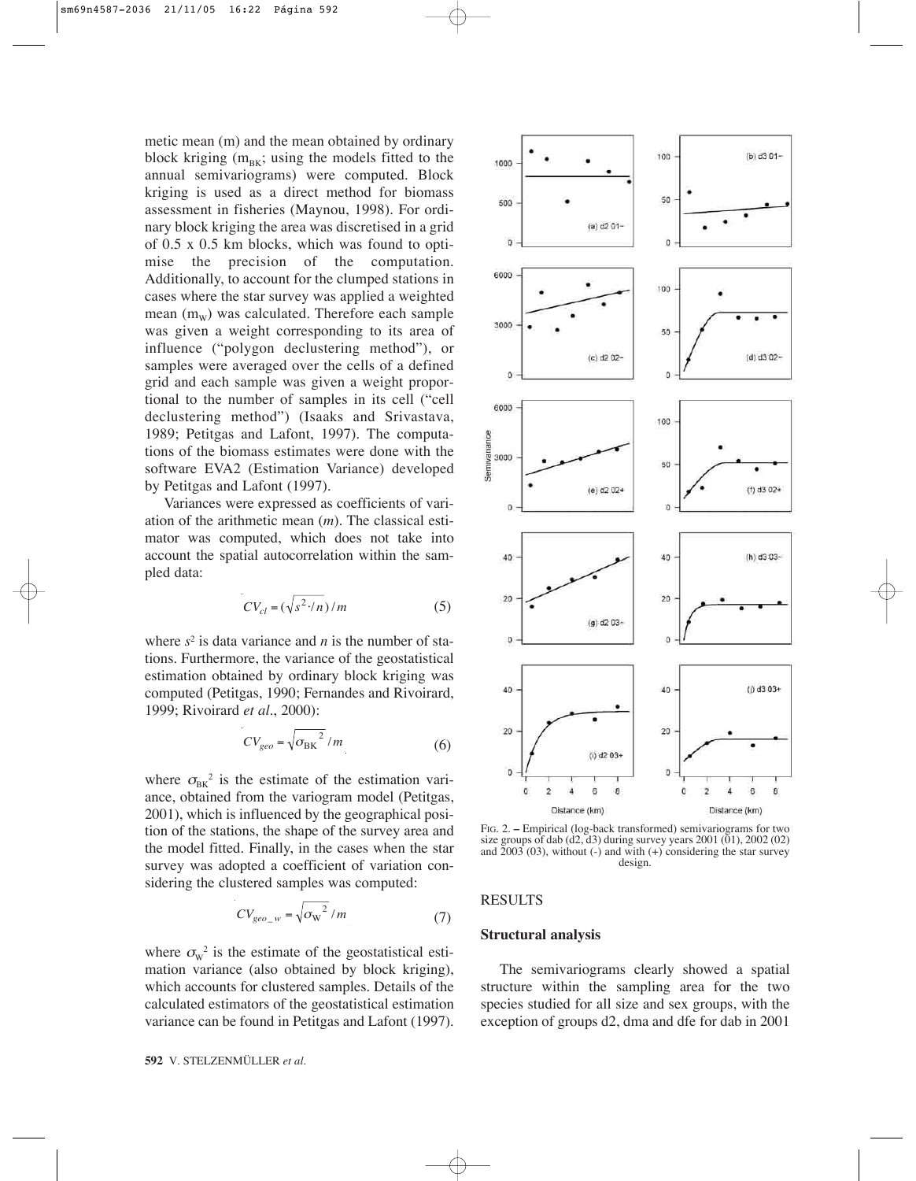metic mean (m) and the mean obtained by ordinary block kriging ($m_{BK}$; using the models fitted to the annual semivariograms) were computed. Block kriging is used as a direct method for biomass assessment in fisheries (Maynou, 1998). For ordinary block kriging the area was discretised in a grid of 0.5 x 0.5 km blocks, which was found to optimise the precision of the computation. Additionally, to account for the clumped stations in cases where the star survey was applied a weighted mean ($m_W$) was calculated. Therefore each sample was given a weight corresponding to its area of influence ("polygon declustering method"), or samples were averaged over the cells of a defined grid and each sample was given a weight proportional to the number of samples in its cell ("cell declustering method") (Isaaks and Srivastava, 1989; Petitgas and Lafont, 1997). The computations of the biomass estimates were done with the software EVA2 (Estimation Variance) developed by Petitgas and Lafont (1997).

Variances were expressed as coefficients of variation of the arithmetic mean (*m*). The classical estimator was computed, which does not take into account the spatial autocorrelation within the sampled data:

$$CV_{cl} = (\sqrt{s^2 \cdot / n}) / m \tag{5}$$

where $s^2$ is data variance and *n* is the number of stations. Furthermore, the variance of the geostatistical estimation obtained by ordinary block kriging was computed (Petitgas, 1990; Fernandes and Rivoirard, 1999; Rivoirard *et al*., 2000):

$$CV_{geo} = \sqrt{\sigma_{BK}^{\ 2}} / m \tag{6}$$

where $\sigma_{BK}^2$ is the estimate of the estimation variance, obtained from the variogram model (Petitgas, 2001), which is influenced by the geographical position of the stations, the shape of the survey area and the model fitted. Finally, in the cases when the star survey was adopted a coefficient of variation considering the clustered samples was computed:

$$CV_{geo\_w} = \sqrt{\sigma_W^{\ 2}} / m \tag{7}$$

where $\sigma_W^2$ is the estimate of the geostatistical estimation variance (also obtained by block kriging), which accounts for clustered samples. Details of the calculated estimators of the geostatistical estimation variance can be found in Petitgas and Lafont (1997).

FIG. 2. – Empirical (log-back transformed) semivariograms for two size groups of dab (d2, d3) during survey years 2001 (01), 2002 (02) and 2003 (03), without (-) and with (+) considering the star survey design.

## RESULTS

### Structural analysis

The semivariograms clearly showed a spatial structure within the sampling area for the two species studied for all size and sex groups, with the exception of groups d2, dma and dfe for dab in 2001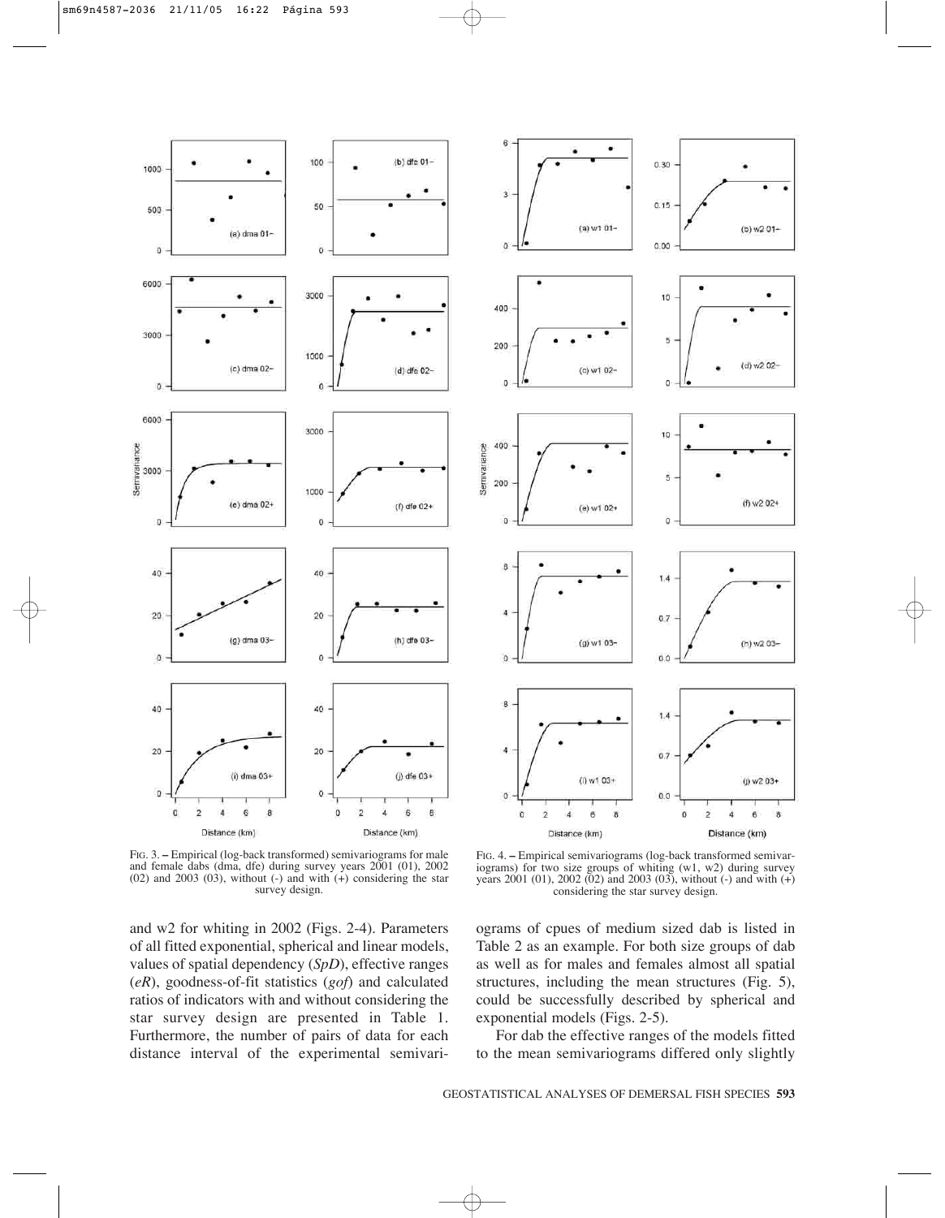FIG. 3. – Empirical (log-back transformed) semivariograms for male and female dabs (dma, dfe) during survey years 2001 (01), 2002 (02) and 2003 (03), without (-) and with (+) considering the star survey design.

FIG. 4. – Empirical semivariograms (log-back transformed semivariograms) for two size groups of whiting (w1, w2) during survey years 2001 (01), 2002 (02) and 2003 (03), without (-) and with (+) considering the star survey design.

and w2 for whiting in 2002 (Figs. 2-4). Parameters of all fitted exponential, spherical and linear models, values of spatial dependency (*SpD*), effective ranges (*eR*), goodness-of-fit statistics (*gof*) and calculated ratios of indicators with and without considering the star survey design are presented in Table 1. Furthermore, the number of pairs of data for each distance interval of the experimental semivariograms of cpues of medium sized dab is listed in Table 2 as an example. For both size groups of dab as well as for males and females almost all spatial structures, including the mean structures (Fig. 5), could be successfully described by spherical and exponential models (Figs. 2-5).

For dab the effective ranges of the models fitted to the mean semivariograms differed only slightly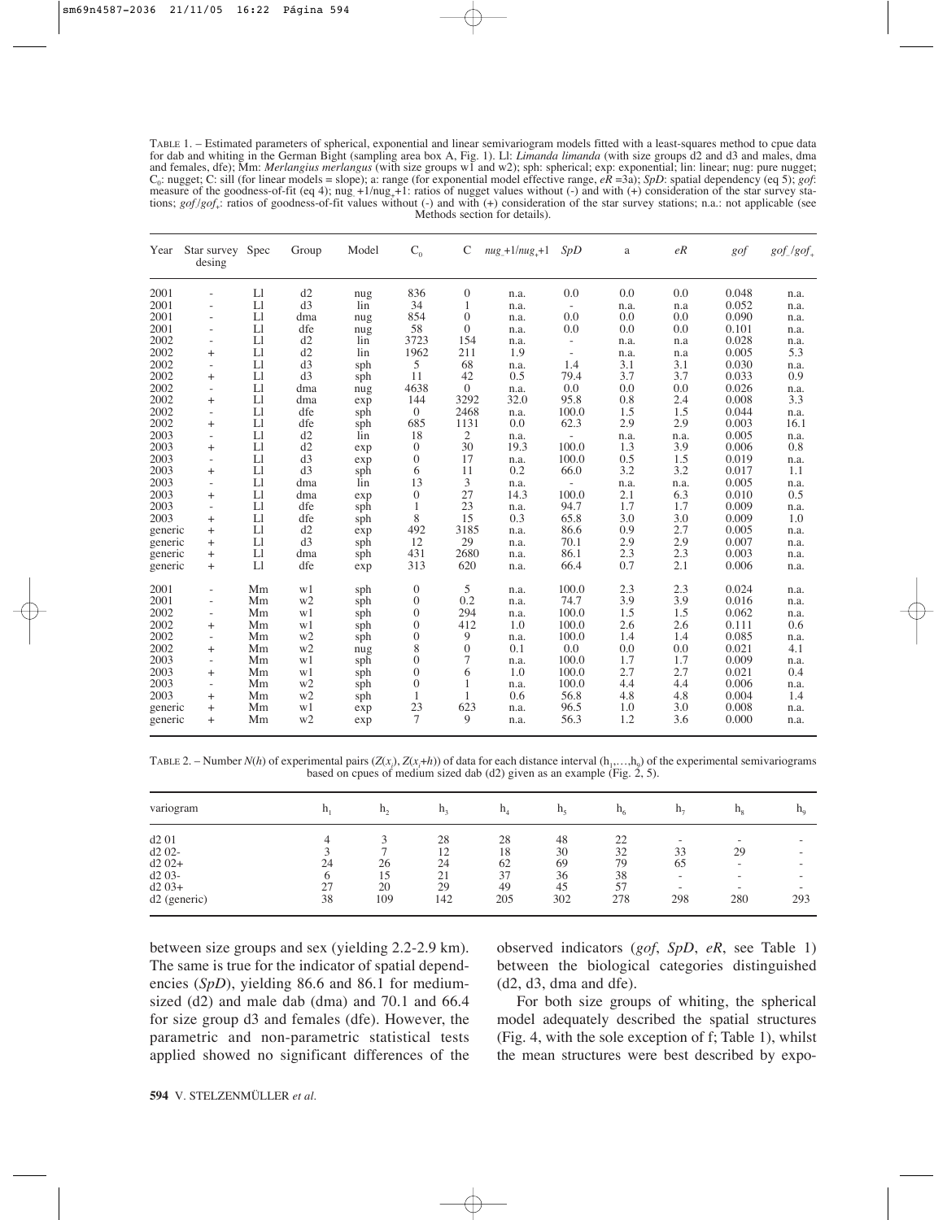TABLE 1. – Estimated parameters of spherical, exponential and linear semivariogram models fitted with a least-squares method to cpue data for dab and whiting in the German Bight (sampling area box A, Fig. 1). Ll: *Limanda limanda* (with size groups d2 and d3 and males, dma and females, dfe); Mm: *Merlangius merlangus* (with size groups w1 and w2); sph: spherical; exp: exponential; lin: linear; nug: pure nugget; $C_0$: nugget; C: sill (for linear models = slope); a: range (for exponential model effective range, $eR$ =3a); *SpD*: spatial dependency (eq 5); *gof*: measure of the goodness-of-fit (eq 4); $nug_-+1/nug_++1$: ratios of nugget values without (-) and with (+) consideration of the star survey stations; $gof_-/gof_+$: ratios of goodness-of-fit values without (-) and with (+) consideration of the star survey stations; n.a.: not applicable (see Methods section for details).

| Year | Star survey desing | Spec | Group | Model | $C_0$ | C | $nug_-+1/nug_++1$ | *SpD* | a | *eR* | *gof* | $gof_-/gof_+$ |
|---|---|---|---|---|---|---|---|---|---|---|---|---|
| 2001 | - | Ll | d2 | nug | 836 | 0 | n.a. | 0.0 | 0.0 | 0.0 | 0.048 | n.a. |
| 2001 | - | Ll | d3 | lin | 34 | 1 | n.a. | - | n.a. | n.a | 0.052 | n.a. |
| 2001 | - | Ll | dma | nug | 854 | 0 | n.a. | 0.0 | 0.0 | 0.0 | 0.090 | n.a. |
| 2001 | - | Ll | dfe | nug | 58 | 0 | n.a. | 0.0 | 0.0 | 0.0 | 0.101 | n.a. |
| 2002 | - | Ll | d2 | lin | 3723 | 154 | n.a. | - | n.a. | n.a | 0.028 | n.a. |
| 2002 | + | Ll | d2 | lin | 1962 | 211 | 1.9 | - | n.a. | n.a | 0.005 | 5.3 |
| 2002 | - | Ll | d3 | sph | 5 | 68 | n.a. | 1.4 | 3.1 | 3.1 | 0.030 | n.a. |
| 2002 | + | Ll | d3 | sph | 11 | 42 | 0.5 | 79.4 | 3.7 | 3.7 | 0.033 | 0.9 |
| 2002 | - | Ll | dma | nug | 4638 | 0 | n.a. | 0.0 | 0.0 | 0.0 | 0.026 | n.a. |
| 2002 | + | Ll | dma | exp | 144 | 3292 | 32.0 | 95.8 | 0.8 | 2.4 | 0.008 | 3.3 |
| 2002 | - | Ll | dfe | sph | 0 | 2468 | n.a. | 100.0 | 1.5 | 1.5 | 0.044 | n.a. |
| 2002 | + | Ll | dfe | sph | 685 | 1131 | 0.0 | 62.3 | 2.9 | 2.9 | 0.003 | 16.1 |
| 2003 | - | Ll | d2 | lin | 18 | 2 | n.a. | - | n.a. | n.a. | 0.005 | n.a. |
| 2003 | + | Ll | d2 | exp | 0 | 30 | 19.3 | 100.0 | 1.3 | 3.9 | 0.006 | 0.8 |
| 2003 | - | Ll | d3 | exp | 0 | 17 | n.a. | 100.0 | 0.5 | 1.5 | 0.019 | n.a. |
| 2003 | + | Ll | d3 | sph | 6 | 11 | 0.2 | 66.0 | 3.2 | 3.2 | 0.017 | 1.1 |
| 2003 | - | Ll | dma | lin | 13 | 3 | n.a. | - | n.a. | n.a. | 0.005 | n.a. |
| 2003 | + | Ll | dma | exp | 0 | 27 | 14.3 | 100.0 | 2.1 | 6.3 | 0.010 | 0.5 |
| 2003 | - | Ll | dfe | sph | 1 | 23 | n.a. | 94.7 | 1.7 | 1.7 | 0.009 | n.a. |
| 2003 | + | Ll | dfe | sph | 8 | 15 | 0.3 | 65.8 | 3.0 | 3.0 | 0.009 | 1.0 |
| generic | + | Ll | d2 | exp | 492 | 3185 | n.a. | 86.6 | 0.9 | 2.7 | 0.005 | n.a. |
| generic | + | Ll | d3 | sph | 12 | 29 | n.a. | 70.1 | 2.9 | 2.9 | 0.007 | n.a. |
| generic | + | Ll | dma | sph | 431 | 2680 | n.a. | 86.1 | 2.3 | 2.3 | 0.003 | n.a. |
| generic | + | Ll | dfe | exp | 313 | 620 | n.a. | 66.4 | 0.7 | 2.1 | 0.006 | n.a. |
| 2001 | - | Mm | w1 | sph | 0 | 5 | n.a. | 100.0 | 2.3 | 2.3 | 0.024 | n.a. |
| 2001 | - | Mm | w2 | sph | 0 | 0.2 | n.a. | 74.7 | 3.9 | 3.9 | 0.016 | n.a. |
| 2002 | - | Mm | w1 | sph | 0 | 294 | n.a. | 100.0 | 1.5 | 1.5 | 0.062 | n.a. |
| 2002 | + | Mm | w1 | sph | 0 | 412 | 1.0 | 100.0 | 2.6 | 2.6 | 0.111 | 0.6 |
| 2002 | - | Mm | w2 | sph | 0 | 9 | n.a. | 100.0 | 1.4 | 1.4 | 0.085 | n.a. |
| 2002 | + | Mm | w2 | nug | 8 | 0 | 0.1 | 0.0 | 0.0 | 0.0 | 0.021 | 4.1 |
| 2003 | - | Mm | w1 | sph | 0 | 7 | n.a. | 100.0 | 1.7 | 1.7 | 0.009 | n.a. |
| 2003 | + | Mm | w1 | sph | 0 | 6 | 1.0 | 100.0 | 2.7 | 2.7 | 0.021 | 0.4 |
| 2003 | - | Mm | w2 | sph | 0 | 1 | n.a. | 100.0 | 4.4 | 4.4 | 0.006 | n.a. |
| 2003 | + | Mm | w2 | sph | 1 | 1 | 0.6 | 56.8 | 4.8 | 4.8 | 0.004 | 1.4 |
| generic | + | Mm | w1 | exp | 23 | 623 | n.a. | 96.5 | 1.0 | 3.0 | 0.008 | n.a. |
| generic | + | Mm | w2 | exp | 7 | 9 | n.a. | 56.3 | 1.2 | 3.6 | 0.000 | n.a. |

TABLE 2. – Number $N(h)$ of experimental pairs $(Z(x_i), Z(x_i+h))$ of data for each distance interval $(h_1,\ldots,h_9)$ of the experimental semivariograms based on cpues of medium sized dab (d2) given as an example (Fig. 2, 5).

| variogram | $h_1$ | $h_2$ | $h_3$ | $h_4$ | $h_5$ | $h_6$ | $h_7$ | $h_8$ | $h_9$ |
|---|---|---|---|---|---|---|---|---|---|
| d2 01 | 4 | 3 | 28 | 28 | 48 | 22 | - | - | - |
| d2 02- | 3 | 7 | 12 | 18 | 30 | 32 | 33 | 29 | - |
| d2 02+ | 24 | 26 | 24 | 62 | 69 | 79 | 65 | - | - |
| d2 03- | 6 | 15 | 21 | 37 | 36 | 38 | - | - | - |
| d2 03+ | 27 | 20 | 29 | 49 | 45 | 57 | - | - | - |
| d2 (generic) | 38 | 109 | 142 | 205 | 302 | 278 | 298 | 280 | 293 |

between size groups and sex (yielding 2.2-2.9 km). The same is true for the indicator of spatial dependencies (*SpD*), yielding 86.6 and 86.1 for medium-sized (d2) and male dab (dma) and 70.1 and 66.4 for size group d3 and females (dfe). However, the parametric and non-parametric statistical tests applied showed no significant differences of the observed indicators (*gof*, *SpD*, *eR*, see Table 1) between the biological categories distinguished (d2, d3, dma and dfe).

For both size groups of whiting, the spherical model adequately described the spatial structures (Fig. 4, with the sole exception of f; Table 1), whilst the mean structures were best described by expo-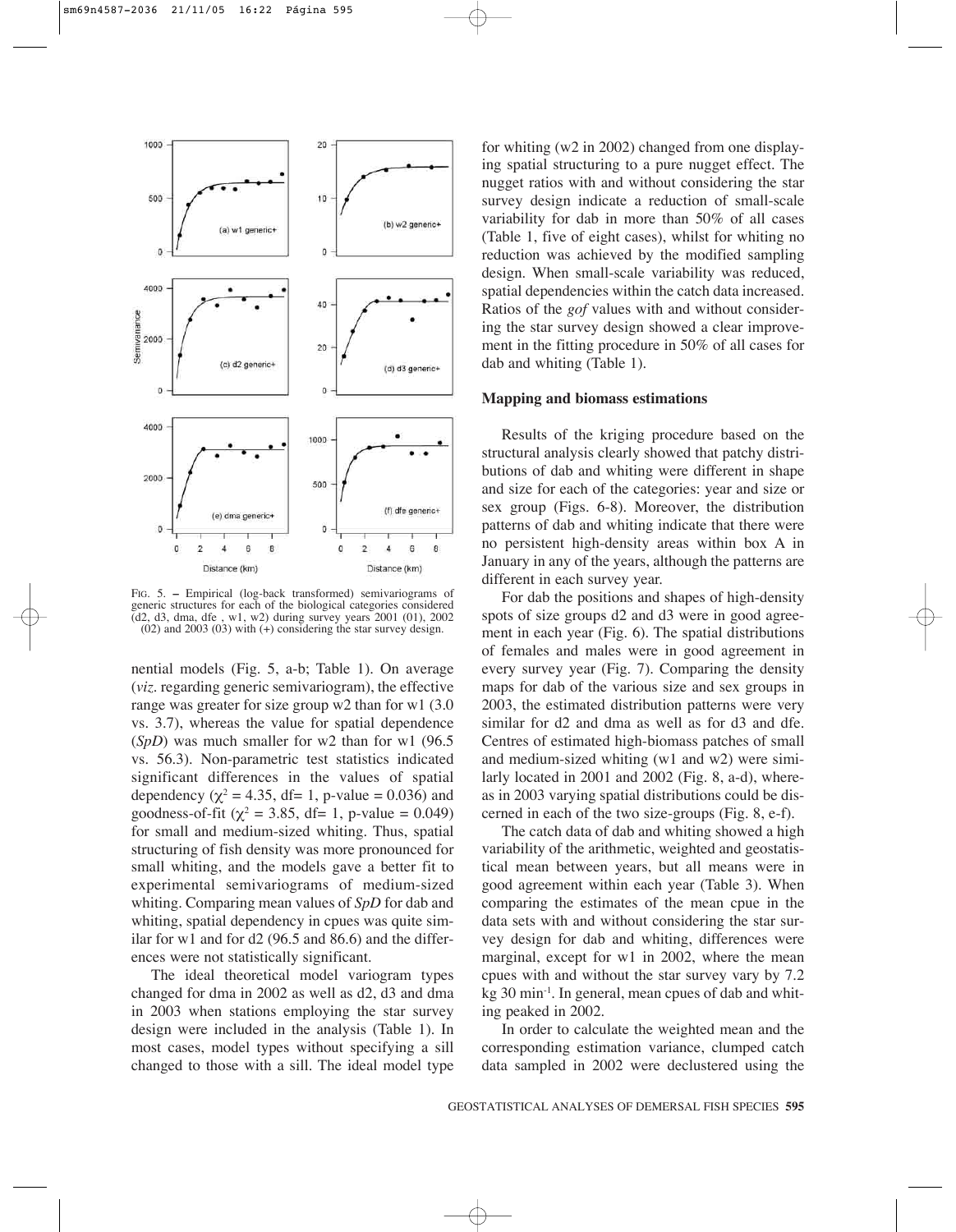FIG. 5. – Empirical (log-back transformed) semivariograms of generic structures for each of the biological categories considered (d2, d3, dma, dfe , w1, w2) during survey years 2001 (01), 2002 (02) and 2003 (03) with (+) considering the star survey design.

nential models (Fig. 5, a-b; Table 1). On average (*viz.* regarding generic semivariogram), the effective range was greater for size group w2 than for w1 (3.0 vs. 3.7), whereas the value for spatial dependence (*SpD*) was much smaller for w2 than for w1 (96.5 vs. 56.3). Non-parametric test statistics indicated significant differences in the values of spatial dependency ($\chi^2$ = 4.35, df= 1, p-value = 0.036) and goodness-of-fit ($\chi^2$ = 3.85, df= 1, p-value = 0.049) for small and medium-sized whiting. Thus, spatial structuring of fish density was more pronounced for small whiting, and the models gave a better fit to experimental semivariograms of medium-sized whiting. Comparing mean values of *SpD* for dab and whiting, spatial dependency in cpues was quite similar for w1 and for d2 (96.5 and 86.6) and the differences were not statistically significant.

The ideal theoretical model variogram types changed for dma in 2002 as well as d2, d3 and dma in 2003 when stations employing the star survey design were included in the analysis (Table 1). In most cases, model types without specifying a sill changed to those with a sill. The ideal model type for whiting (w2 in 2002) changed from one displaying spatial structuring to a pure nugget effect. The nugget ratios with and without considering the star survey design indicate a reduction of small-scale variability for dab in more than 50% of all cases (Table 1, five of eight cases), whilst for whiting no reduction was achieved by the modified sampling design. When small-scale variability was reduced, spatial dependencies within the catch data increased. Ratios of the *gof* values with and without considering the star survey design showed a clear improvement in the fitting procedure in 50% of all cases for dab and whiting (Table 1).

### Mapping and biomass estimations

Results of the kriging procedure based on the structural analysis clearly showed that patchy distributions of dab and whiting were different in shape and size for each of the categories: year and size or sex group (Figs. 6-8). Moreover, the distribution patterns of dab and whiting indicate that there were no persistent high-density areas within box A in January in any of the years, although the patterns are different in each survey year.

For dab the positions and shapes of high-density spots of size groups d2 and d3 were in good agreement in each year (Fig. 6). The spatial distributions of females and males were in good agreement in every survey year (Fig. 7). Comparing the density maps for dab of the various size and sex groups in 2003, the estimated distribution patterns were very similar for d2 and dma as well as for d3 and dfe. Centres of estimated high-biomass patches of small and medium-sized whiting (w1 and w2) were similarly located in 2001 and 2002 (Fig. 8, a-d), whereas in 2003 varying spatial distributions could be discerned in each of the two size-groups (Fig. 8, e-f).

The catch data of dab and whiting showed a high variability of the arithmetic, weighted and geostatistical mean between years, but all means were in good agreement within each year (Table 3). When comparing the estimates of the mean cpue in the data sets with and without considering the star survey design for dab and whiting, differences were marginal, except for w1 in 2002, where the mean cpues with and without the star survey vary by 7.2 kg 30 min$^{-1}$. In general, mean cpues of dab and whiting peaked in 2002.

In order to calculate the weighted mean and the corresponding estimation variance, clumped catch data sampled in 2002 were declustered using the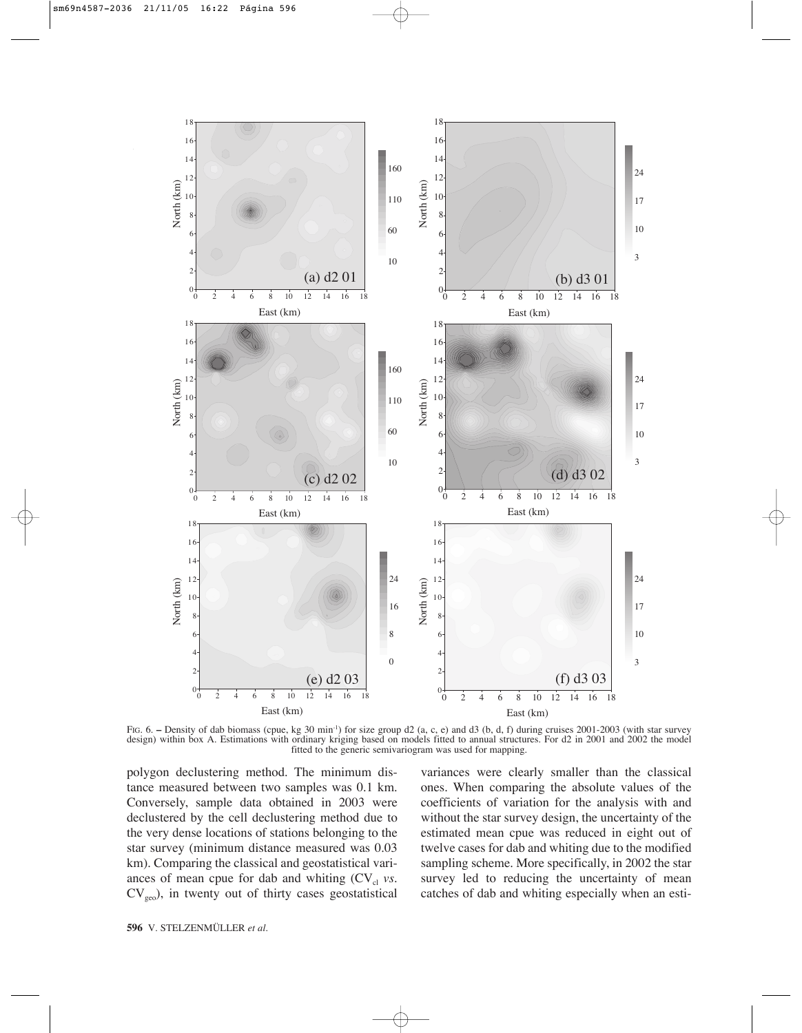FIG. 6. – Density of dab biomass (cpue, kg 30 min$^{-1}$) for size group d2 (a, c, e) and d3 (b, d, f) during cruises 2001-2003 (with star survey design) within box A. Estimations with ordinary kriging based on models fitted to annual structures. For d2 in 2001 and 2002 the model fitted to the generic semivariogram was used for mapping.

polygon declustering method. The minimum distance measured between two samples was 0.1 km. Conversely, sample data obtained in 2003 were declustered by the cell declustering method due to the very dense locations of stations belonging to the star survey (minimum distance measured was 0.03 km). Comparing the classical and geostatistical variances of mean cpue for dab and whiting ($CV_{cl}$ *vs.* $CV_{geo}$), in twenty out of thirty cases geostatistical variances were clearly smaller than the classical ones. When comparing the absolute values of the coefficients of variation for the analysis with and without the star survey design, the uncertainty of the estimated mean cpue was reduced in eight out of twelve cases for dab and whiting due to the modified sampling scheme. More specifically, in 2002 the star survey led to reducing the uncertainty of mean catches of dab and whiting especially when an esti-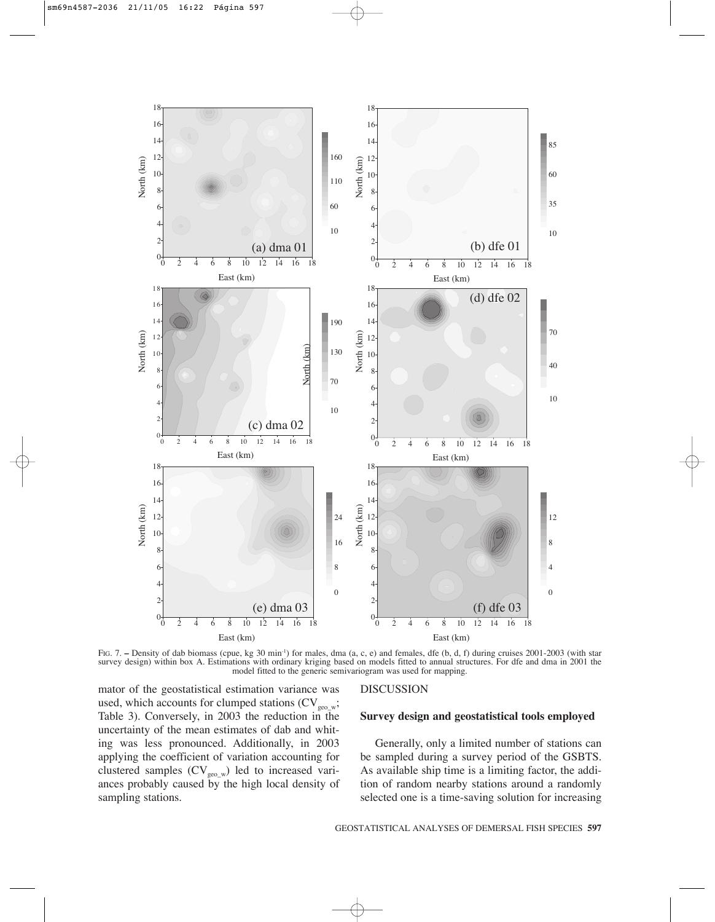FIG. 7. – Density of dab biomass (cpue, kg 30 min[-1]) for males, dma (a, c, e) and females, dfe (b, d, f) during cruises 2001-2003 (with star survey design) within box A. Estimations with ordinary kriging based on models fitted to annual structures. For dfe and dma in 2001 the model fitted to the generic semivariogram was used for mapping.

mator of the geostatistical estimation variance was used, which accounts for clumped stations ($CV_{geo\_w}$; Table 3). Conversely, in 2003 the reduction in the uncertainty of the mean estimates of dab and whiting was less pronounced. Additionally, in 2003 applying the coefficient of variation accounting for clustered samples ($CV_{geo\_w}$) led to increased variances probably caused by the high local density of sampling stations.

## DISCUSSION

### Survey design and geostatistical tools employed

Generally, only a limited number of stations can be sampled during a survey period of the GSBTS. As available ship time is a limiting factor, the addition of random nearby stations around a randomly selected one is a time-saving solution for increasing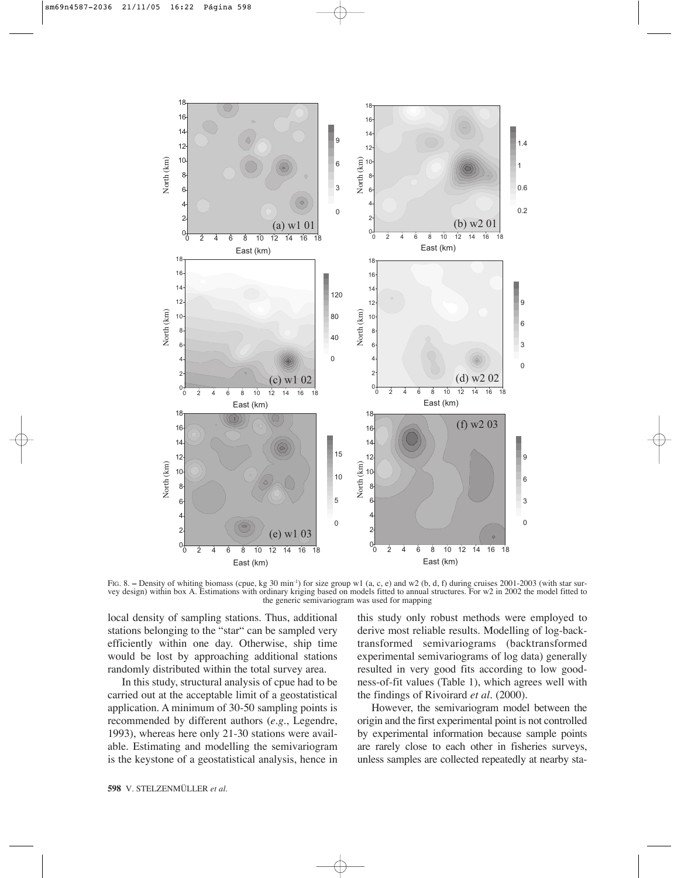FIG. 8. – Density of whiting biomass (cpue, kg 30 min$^{-1}$) for size group w1 (a, c, e) and w2 (b, d, f) during cruises 2001-2003 (with star survey design) within box A. Estimations with ordinary kriging based on models fitted to annual structures. For w2 in 2002 the model fitted to the generic semivariogram was used for mapping

local density of sampling stations. Thus, additional stations belonging to the "star" can be sampled very efficiently within one day. Otherwise, ship time would be lost by approaching additional stations randomly distributed within the total survey area.

In this study, structural analysis of cpue had to be carried out at the acceptable limit of a geostatistical application. A minimum of 30-50 sampling points is recommended by different authors (*e.g*., Legendre, 1993), whereas here only 21-30 stations were available. Estimating and modelling the semivariogram is the keystone of a geostatistical analysis, hence in this study only robust methods were employed to derive most reliable results. Modelling of log-backtransformed semivariograms (backtransformed experimental semivariograms of log data) generally resulted in very good fits according to low goodness-of-fit values (Table 1), which agrees well with the findings of Rivoirard *et al*. (2000).

However, the semivariogram model between the origin and the first experimental point is not controlled by experimental information because sample points are rarely close to each other in fisheries surveys, unless samples are collected repeatedly at nearby sta-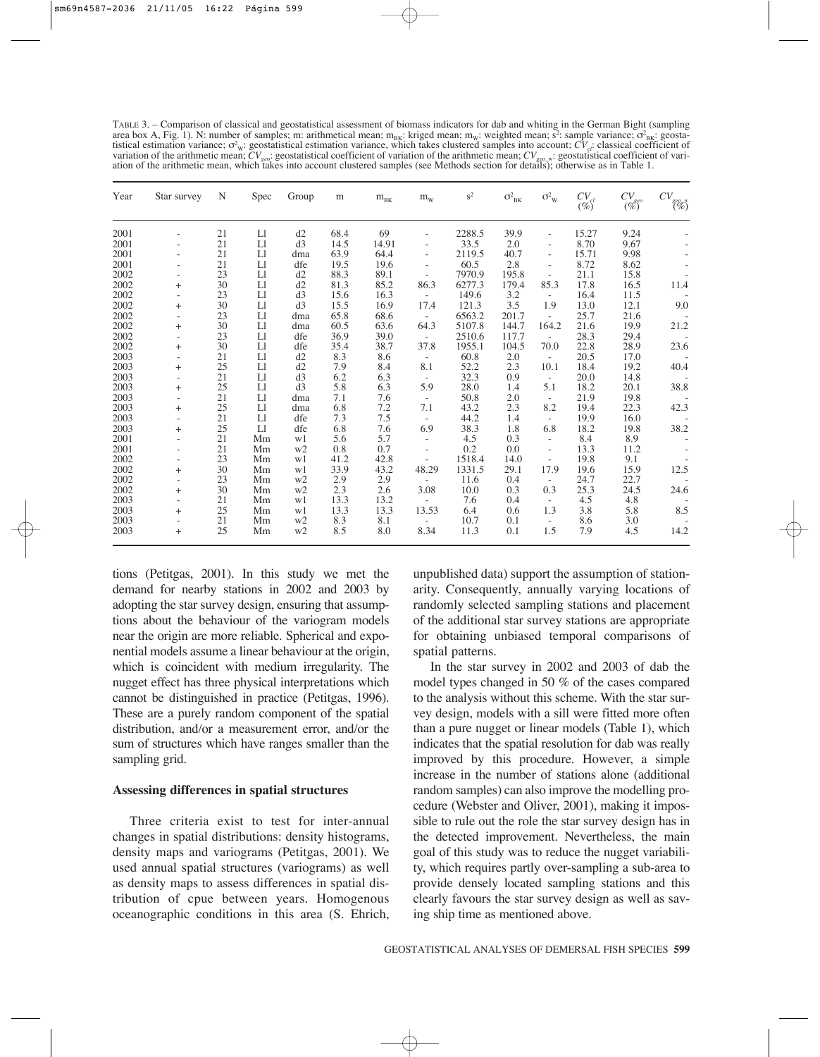TABLE 3. – Comparison of classical and geostatistical assessment of biomass indicators for dab and whiting in the German Bight (sampling area box A, Fig. 1). N: number of samples; m: arithmetical mean; $m_{BK}$: kriged mean; $m_W$: weighted mean; $s^2$: sample variance; $\sigma^2_{BK}$: geostatistical estimation variance; $\sigma^2_W$: geostatistical estimation variance, which takes clustered samples into account; $CV_{cl}$: classical coefficient of variation of the arithmetic mean; $CV_{geo}$: geostatistical coefficient of variation of the arithmetic mean; $CV_{geo\_w}$: geostatistical coefficient of variation of the arithmetic mean, which takes into account clustered samples (see Methods section for details); otherwise as in Table 1.

| Year | Star survey | N | Spec | Group | m | $m_{BK}$ | $m_W$ | $s^2$ | $\sigma^2_{BK}$ | $\sigma^2_W$ | $CV_{cl}$ (%) | $CV_{geo}$ (%) | $CV_{geo\_w}$ (%) |
|---|---|---|---|---|---|---|---|---|---|---|---|---|---|
| 2001 | - | 21 | Ll | d2 | 68.4 | 69 | - | 2288.5 | 39.9 | - | 15.27 | 9.24 | - |
| 2001 | - | 21 | Ll | d3 | 14.5 | 14.91 | - | 33.5 | 2.0 | - | 8.70 | 9.67 | - |
| 2001 | - | 21 | Ll | dma | 63.9 | 64.4 | - | 2119.5 | 40.7 | - | 15.71 | 9.98 | - |
| 2001 | - | 21 | Ll | dfe | 19.5 | 19.6 | - | 60.5 | 2.8 | - | 8.72 | 8.62 | - |
| 2002 | - | 23 | Ll | d2 | 88.3 | 89.1 | - | 7970.9 | 195.8 | - | 21.1 | 15.8 | - |
| 2002 | + | 30 | Ll | d2 | 81.3 | 85.2 | 86.3 | 6277.3 | 179.4 | 85.3 | 17.8 | 16.5 | 11.4 |
| 2002 | - | 23 | Ll | d3 | 15.6 | 16.3 | - | 149.6 | 3.2 | - | 16.4 | 11.5 | - |
| 2002 | + | 30 | Ll | d3 | 15.5 | 16.9 | 17.4 | 121.3 | 3.5 | 1.9 | 13.0 | 12.1 | 9.0 |
| 2002 | - | 23 | Ll | dma | 65.8 | 68.6 | - | 6563.2 | 201.7 | - | 25.7 | 21.6 | - |
| 2002 | + | 30 | Ll | dma | 60.5 | 63.6 | 64.3 | 5107.8 | 144.7 | 164.2 | 21.6 | 19.9 | 21.2 |
| 2002 | - | 23 | Ll | dfe | 36.9 | 39.0 | - | 2510.6 | 117.7 | - | 28.3 | 29.4 | - |
| 2002 | + | 30 | Ll | dfe | 35.4 | 38.7 | 37.8 | 1955.1 | 104.5 | 70.0 | 22.8 | 28.9 | 23.6 |
| 2003 | - | 21 | Ll | d2 | 8.3 | 8.6 | - | 60.8 | 2.0 | - | 20.5 | 17.0 | - |
| 2003 | + | 25 | Ll | d2 | 7.9 | 8.4 | 8.1 | 52.2 | 2.3 | 10.1 | 18.4 | 19.2 | 40.4 |
| 2003 | - | 21 | Ll | d3 | 6.2 | 6.3 | - | 32.3 | 0.9 | - | 20.0 | 14.8 | - |
| 2003 | + | 25 | Ll | d3 | 5.8 | 6.3 | 5.9 | 28.0 | 1.4 | 5.1 | 18.2 | 20.1 | 38.8 |
| 2003 | - | 21 | Ll | dma | 7.1 | 7.6 | - | 50.8 | 2.0 | - | 21.9 | 19.8 | - |
| 2003 | + | 25 | Ll | dma | 6.8 | 7.2 | 7.1 | 43.2 | 2.3 | 8.2 | 19.4 | 22.3 | 42.3 |
| 2003 | - | 21 | Ll | dfe | 7.3 | 7.5 | - | 44.2 | 1.4 | - | 19.9 | 16.0 | - |
| 2003 | + | 25 | Ll | dfe | 6.8 | 7.6 | 6.9 | 38.3 | 1.8 | 6.8 | 18.2 | 19.8 | 38.2 |
| 2001 | - | 21 | Mm | w1 | 5.6 | 5.7 | - | 4.5 | 0.3 | - | 8.4 | 8.9 | - |
| 2001 | - | 21 | Mm | w2 | 0.8 | 0.7 | - | 0.2 | 0.0 | - | 13.3 | 11.2 | - |
| 2002 | - | 23 | Mm | w1 | 41.2 | 42.8 | - | 1518.4 | 14.0 | - | 19.8 | 9.1 | - |
| 2002 | + | 30 | Mm | w1 | 33.9 | 43.2 | 48.29 | 1331.5 | 29.1 | 17.9 | 19.6 | 15.9 | 12.5 |
| 2002 | - | 23 | Mm | w2 | 2.9 | 2.9 | - | 11.6 | 0.4 | - | 24.7 | 22.7 | - |
| 2002 | + | 30 | Mm | w2 | 2.3 | 2.6 | 3.08 | 10.0 | 0.3 | 0.3 | 25.3 | 24.5 | 24.6 |
| 2003 | - | 21 | Mm | w1 | 13.3 | 13.2 | - | 7.6 | 0.4 | - | 4.5 | 4.8 | - |
| 2003 | + | 25 | Mm | w1 | 13.3 | 13.3 | 13.53 | 6.4 | 0.6 | 1.3 | 3.8 | 5.8 | 8.5 |
| 2003 | - | 21 | Mm | w2 | 8.3 | 8.1 | - | 10.7 | 0.1 | - | 8.6 | 3.0 | - |
| 2003 | + | 25 | Mm | w2 | 8.5 | 8.0 | 8.34 | 11.3 | 0.1 | 1.5 | 7.9 | 4.5 | 14.2 |

tions (Petitgas, 2001). In this study we met the demand for nearby stations in 2002 and 2003 by adopting the star survey design, ensuring that assumptions about the behaviour of the variogram models near the origin are more reliable. Spherical and exponential models assume a linear behaviour at the origin, which is coincident with medium irregularity. The nugget effect has three physical interpretations which cannot be distinguished in practice (Petitgas, 1996). These are a purely random component of the spatial distribution, and/or a measurement error, and/or the sum of structures which have ranges smaller than the sampling grid.

### Assessing differences in spatial structures

Three criteria exist to test for inter-annual changes in spatial distributions: density histograms, density maps and variograms (Petitgas, 2001). We used annual spatial structures (variograms) as well as density maps to assess differences in spatial distribution of cpue between years. Homogenous oceanographic conditions in this area (S. Ehrich, unpublished data) support the assumption of stationarity. Consequently, annually varying locations of randomly selected sampling stations and placement of the additional star survey stations are appropriate for obtaining unbiased temporal comparisons of spatial patterns.

In the star survey in 2002 and 2003 of dab the model types changed in 50 % of the cases compared to the analysis without this scheme. With the star survey design, models with a sill were fitted more often than a pure nugget or linear models (Table 1), which indicates that the spatial resolution for dab was really improved by this procedure. However, a simple increase in the number of stations alone (additional random samples) can also improve the modelling procedure (Webster and Oliver, 2001), making it impossible to rule out the role the star survey design has in the detected improvement. Nevertheless, the main goal of this study was to reduce the nugget variability, which requires partly over-sampling a sub-area to provide densely located sampling stations and this clearly favours the star survey design as well as saving ship time as mentioned above.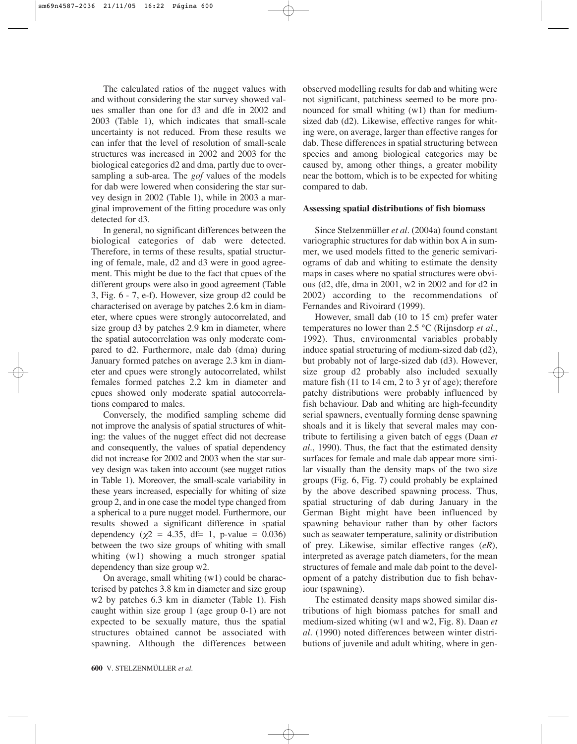The calculated ratios of the nugget values with and without considering the star survey showed values smaller than one for d3 and dfe in 2002 and 2003 (Table 1), which indicates that small-scale uncertainty is not reduced. From these results we can infer that the level of resolution of small-scale structures was increased in 2002 and 2003 for the biological categories d2 and dma, partly due to oversampling a sub-area. The *gof* values of the models for dab were lowered when considering the star survey design in 2002 (Table 1), while in 2003 a marginal improvement of the fitting procedure was only detected for d3.

In general, no significant differences between the biological categories of dab were detected. Therefore, in terms of these results, spatial structuring of female, male, d2 and d3 were in good agreement. This might be due to the fact that cpues of the different groups were also in good agreement (Table 3, Fig. 6 - 7, e-f). However, size group d2 could be characterised on average by patches 2.6 km in diameter, where cpues were strongly autocorrelated, and size group d3 by patches 2.9 km in diameter, where the spatial autocorrelation was only moderate compared to d2. Furthermore, male dab (dma) during January formed patches on average 2.3 km in diameter and cpues were strongly autocorrelated, whilst females formed patches 2.2 km in diameter and cpues showed only moderate spatial autocorrelations compared to males.

Conversely, the modified sampling scheme did not improve the analysis of spatial structures of whiting: the values of the nugget effect did not decrease and consequently, the values of spatial dependency did not increase for 2002 and 2003 when the star survey design was taken into account (see nugget ratios in Table 1). Moreover, the small-scale variability in these years increased, especially for whiting of size group 2, and in one case the model type changed from a spherical to a pure nugget model. Furthermore, our results showed a significant difference in spatial dependency ($\chi 2$ = 4.35, df= 1, p-value = 0.036) between the two size groups of whiting with small whiting (w1) showing a much stronger spatial dependency than size group w2.

On average, small whiting (w1) could be characterised by patches 3.8 km in diameter and size group w2 by patches 6.3 km in diameter (Table 1). Fish caught within size group 1 (age group 0-1) are not expected to be sexually mature, thus the spatial structures obtained cannot be associated with spawning. Although the differences between observed modelling results for dab and whiting were not significant, patchiness seemed to be more pronounced for small whiting (w1) than for medium-sized dab (d2). Likewise, effective ranges for whiting were, on average, larger than effective ranges for dab. These differences in spatial structuring between species and among biological categories may be caused by, among other things, a greater mobility near the bottom, which is to be expected for whiting compared to dab.

**Assessing spatial distributions of fish biomass**

Since Stelzenmüller *et al*. (2004a) found constant variographic structures for dab within box A in summer, we used models fitted to the generic semivariograms of dab and whiting to estimate the density maps in cases where no spatial structures were obvious (d2, dfe, dma in 2001, w2 in 2002 and for d2 in 2002) according to the recommendations of Fernandes and Rivoirard (1999).

However, small dab (10 to 15 cm) prefer water temperatures no lower than 2.5 °C (Rijnsdorp *et al*., 1992). Thus, environmental variables probably induce spatial structuring of medium-sized dab (d2), but probably not of large-sized dab (d3). However, size group d2 probably also included sexually mature fish (11 to 14 cm, 2 to 3 yr of age); therefore patchy distributions were probably influenced by fish behaviour. Dab and whiting are high-fecundity serial spawners, eventually forming dense spawning shoals and it is likely that several males may contribute to fertilising a given batch of eggs (Daan *et al*., 1990). Thus, the fact that the estimated density surfaces for female and male dab appear more similar visually than the density maps of the two size groups (Fig. 6, Fig. 7) could probably be explained by the above described spawning process. Thus, spatial structuring of dab during January in the German Bight might have been influenced by spawning behaviour rather than by other factors such as seawater temperature, salinity or distribution of prey. Likewise, similar effective ranges (*eR*), interpreted as average patch diameters, for the mean structures of female and male dab point to the development of a patchy distribution due to fish behaviour (spawning).

The estimated density maps showed similar distributions of high biomass patches for small and medium-sized whiting (w1 and w2, Fig. 8). Daan *et al*. (1990) noted differences between winter distributions of juvenile and adult whiting, where in gen-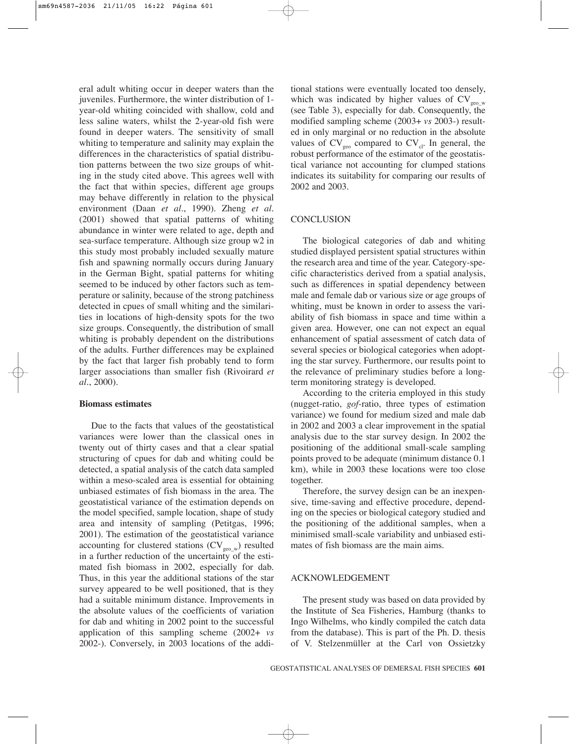eral adult whiting occur in deeper waters than the juveniles. Furthermore, the winter distribution of 1-year-old whiting coincided with shallow, cold and less saline waters, whilst the 2-year-old fish were found in deeper waters. The sensitivity of small whiting to temperature and salinity may explain the differences in the characteristics of spatial distribution patterns between the two size groups of whiting in the study cited above. This agrees well with the fact that within species, different age groups may behave differently in relation to the physical environment (Daan *et al*., 1990). Zheng *et al*. (2001) showed that spatial patterns of whiting abundance in winter were related to age, depth and sea-surface temperature. Although size group w2 in this study most probably included sexually mature fish and spawning normally occurs during January in the German Bight, spatial patterns for whiting seemed to be induced by other factors such as temperature or salinity, because of the strong patchiness detected in cpues of small whiting and the similarities in locations of high-density spots for the two size groups. Consequently, the distribution of small whiting is probably dependent on the distributions of the adults. Further differences may be explained by the fact that larger fish probably tend to form larger associations than smaller fish (Rivoirard *et al*., 2000).

**Biomass estimates**

Due to the facts that values of the geostatistical variances were lower than the classical ones in twenty out of thirty cases and that a clear spatial structuring of cpues for dab and whiting could be detected, a spatial analysis of the catch data sampled within a meso-scaled area is essential for obtaining unbiased estimates of fish biomass in the area. The geostatistical variance of the estimation depends on the model specified, sample location, shape of study area and intensity of sampling (Petitgas, 1996; 2001). The estimation of the geostatistical variance accounting for clustered stations ($CV_{geo\_w}$) resulted in a further reduction of the uncertainty of the estimated fish biomass in 2002, especially for dab. Thus, in this year the additional stations of the star survey appeared to be well positioned, that is they had a suitable minimum distance. Improvements in the absolute values of the coefficients of variation for dab and whiting in 2002 point to the successful application of this sampling scheme (2002+ *vs* 2002-). Conversely, in 2003 locations of the additional stations were eventually located too densely, which was indicated by higher values of $CV_{geo\_w}$ (see Table 3), especially for dab. Consequently, the modified sampling scheme (2003+ *vs* 2003-) resulted in only marginal or no reduction in the absolute values of $CV_{geo}$ compared to $CV_{cl}$. In general, the robust performance of the estimator of the geostatistical variance not accounting for clumped stations indicates its suitability for comparing our results of 2002 and 2003.

## CONCLUSION

The biological categories of dab and whiting studied displayed persistent spatial structures within the research area and time of the year. Category-specific characteristics derived from a spatial analysis, such as differences in spatial dependency between male and female dab or various size or age groups of whiting, must be known in order to assess the variability of fish biomass in space and time within a given area. However, one can not expect an equal enhancement of spatial assessment of catch data of several species or biological categories when adopting the star survey. Furthermore, our results point to the relevance of preliminary studies before a long-term monitoring strategy is developed.

According to the criteria employed in this study (nugget-ratio, *gof*-ratio, three types of estimation variance) we found for medium sized and male dab in 2002 and 2003 a clear improvement in the spatial analysis due to the star survey design. In 2002 the positioning of the additional small-scale sampling points proved to be adequate (minimum distance 0.1 km), while in 2003 these locations were too close together.

Therefore, the survey design can be an inexpensive, time-saving and effective procedure, depending on the species or biological category studied and the positioning of the additional samples, when a minimised small-scale variability and unbiased estimates of fish biomass are the main aims.

## ACKNOWLEDGEMENT

The present study was based on data provided by the Institute of Sea Fisheries, Hamburg (thanks to Ingo Wilhelms, who kindly compiled the catch data from the database). This is part of the Ph. D. thesis of V. Stelzenmüller at the Carl von Ossietzky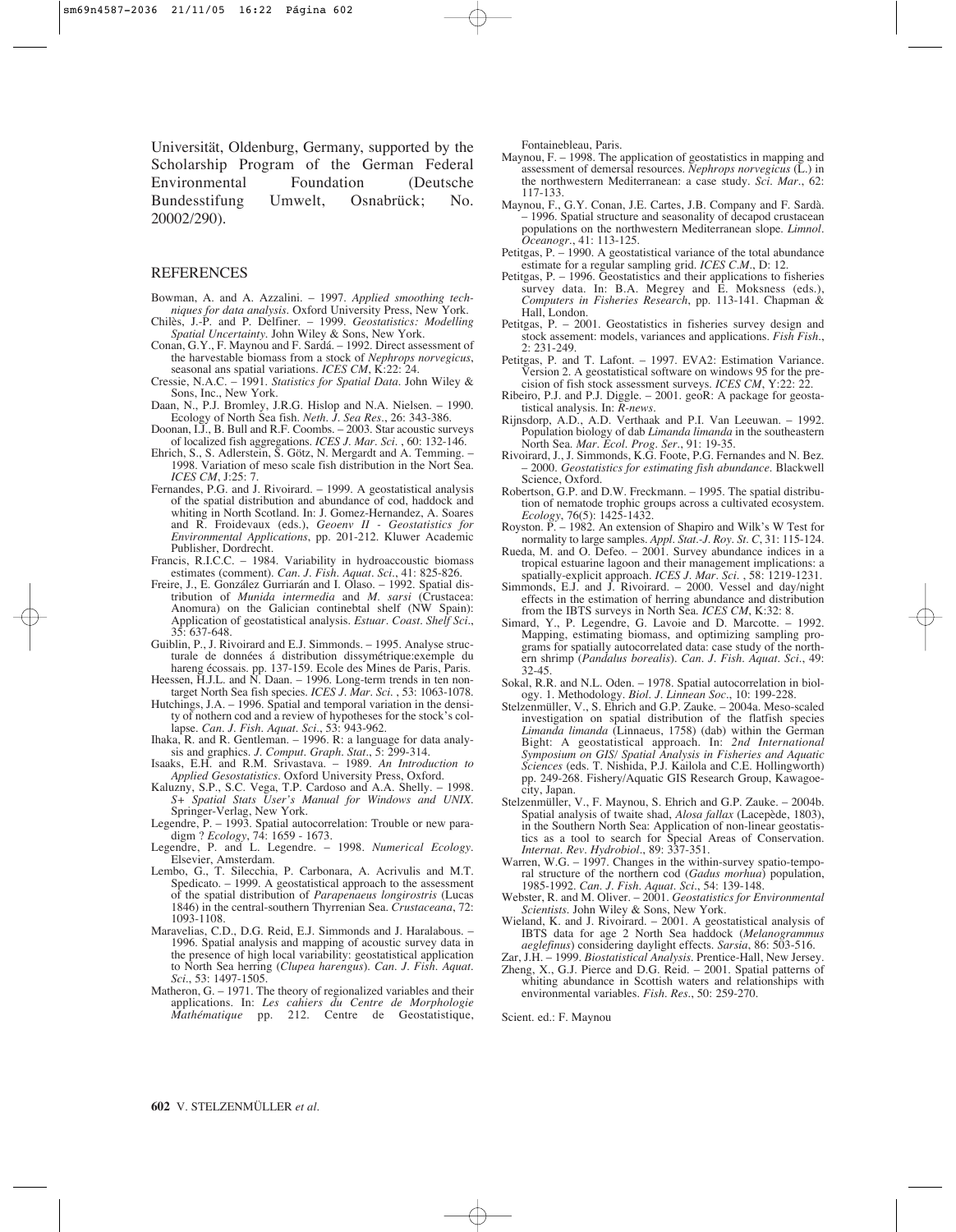Universität, Oldenburg, Germany, supported by the Scholarship Program of the German Federal Environmental Foundation (Deutsche Bundesstiftung Umwelt, Osnabrück; No. 20002/290).

## REFERENCES

Bowman, A. and A. Azzalini. – 1997. *Applied smoothing techniques for data analysis*. Oxford University Press, New York.

Chilès, J.-P. and P. Delfiner. – 1999. *Geostatistics: Modelling Spatial Uncertainty*. John Wiley & Sons, New York.

Conan, G.Y., F. Maynou and F. Sardá. – 1992. Direct assessment of the harvestable biomass from a stock of *Nephrops norvegicus*, seasonal ans spatial variations. *ICES CM*, K:22: 24.

Cressie, N.A.C. – 1991. *Statistics for Spatial Data*. John Wiley & Sons, Inc., New York.

Daan, N., P.J. Bromley, J.R.G. Hislop and N.A. Nielsen. – 1990. Ecology of North Sea fish. *Neth. J. Sea Res*., 26: 343-386.

Doonan, I.J., B. Bull and R.F. Coombs. – 2003. Star acoustic surveys of localized fish aggregations. *ICES J. Mar. Sci.*, 60: 132-146.

Ehrich, S., S. Adlerstein, S. Götz, N. Mergardt and A. Temming. – 1998. Variation of meso scale fish distribution in the Nort Sea. *ICES CM*, J:25: 7.

Fernandes, P.G. and J. Rivoirard. – 1999. A geostatistical analysis of the spatial distribution and abundance of cod, haddock and whiting in North Scotland. In: J. Gomez-Hernandez, A. Soares and R. Froidevaux (eds.), *Geoenv II - Geostatistics for Environmental Applications*, pp. 201-212. Kluwer Academic Publisher, Dordrecht.

Francis, R.I.C.C. – 1984. Variability in hydroaccoustic biomass estimates (comment). *Can. J. Fish. Aquat. Sci*., 41: 825-826.

Freire, J., E. González Gurriarán and I. Olaso. – 1992. Spatial distribution of *Munida intermedia* and *M. sarsi* (Crustacea: Anomura) on the Galician continebtal shelf (NW Spain): Application of geostatistical analysis. *Estuar. Coast. Shelf Sci*., 35: 637-648.

Guiblin, P., J. Rivoirard and E.J. Simmonds. – 1995. Analyse structurale de données á distribution dissymétrique:exemple du hareng écossais. pp. 137-159. Ecole des Mines de Paris, Paris.

Heessen, H.J.L. and N. Daan. – 1996. Long-term trends in ten non-target North Sea fish species. *ICES J. Mar. Sci.*, 53: 1063-1078.

Hutchings, J.A. – 1996. Spatial and temporal variation in the density of nothern cod and a review of hypotheses for the stock's collapse. *Can. J. Fish. Aquat. Sci*., 53: 943-962.

Ihaka, R. and R. Gentleman. – 1996. R: a language for data analysis and graphics. *J. Comput. Graph. Stat*., 5: 299-314.

Isaaks, E.H. and R.M. Srivastava. – 1989. *An Introduction to Applied Gesostatistics*. Oxford University Press, Oxford.

Kaluzny, S.P., S.C. Vega, T.P. Cardoso and A.A. Shelly. – 1998. *S+ Spatial Stats User's Manual for Windows and UNIX*. Springer-Verlag, New York.

Legendre, P. – 1993. Spatial autocorrelation: Trouble or new paradigm ? *Ecology*, 74: 1659 - 1673.

Legendre, P. and L. Legendre. – 1998. *Numerical Ecology*. Elsevier, Amsterdam.

Lembo, G., T. Silecchia, P. Carbonara, A. Acrivulis and M.T. Spedicato. – 1999. A geostatistical approach to the assessment of the spatial distribution of *Parapenaeus longirostris* (Lucas 1846) in the central-southern Thyrrenian Sea. *Crustaceana*, 72: 1093-1108.

Maravelias, C.D., D.G. Reid, E.J. Simmonds and J. Haralabous. – 1996. Spatial analysis and mapping of acoustic survey data in the presence of high local variability: geostatistical application to North Sea herring (*Clupea harengus*). *Can. J. Fish. Aquat. Sci*., 53: 1497-1505.

Matheron, G. – 1971. The theory of regionalized variables and their applications. In: *Les cahiers du Centre de Morphologie Mathématique* pp. 212. Centre de Geostatistique, Fontainebleau, Paris.

Maynou, F. – 1998. The application of geostatistics in mapping and assessment of demersal resources. *Nephrops norvegicus* (L.) in the northwestern Mediterranean: a case study. *Sci. Mar*., 62: 117-133.

Maynou, F., G.Y. Conan, J.E. Cartes, J.B. Company and F. Sardà. – 1996. Spatial structure and seasonality of decapod crustacean populations on the northwestern Mediterranean slope. *Limnol. Oceanogr*., 41: 113-125.

Petitgas, P. – 1990. A geostatistical variance of the total abundance estimate for a regular sampling grid. *ICES C.M*., D: 12.

Petitgas, P. – 1996. Geostatistics and their applications to fisheries survey data. In: B.A. Megrey and E. Moksness (eds.), *Computers in Fisheries Research*, pp. 113-141. Chapman & Hall, London.

Petitgas, P. – 2001. Geostatistics in fisheries survey design and stock assement: models, variances and applications. *Fish Fish*., 2: 231-249.

Petitgas, P. and T. Lafont. – 1997. EVA2: Estimation Variance. Version 2. A geostatistical software on windows 95 for the precision of fish stock assessment surveys. *ICES CM*, Y:22: 22.

Ribeiro, P.J. and P.J. Diggle. – 2001. geoR: A package for geostatistical analysis. In: *R-news*.

Rijnsdorp, A.D., A.D. Verthaak and P.I. Van Leeuwan. – 1992. Population biology of dab *Limanda limanda* in the southeastern North Sea. *Mar. Ecol. Prog. Ser*., 91: 19-35.

Rivoirard, J., J. Simmonds, K.G. Foote, P.G. Fernandes and N. Bez. – 2000. *Geostatistics for estimating fish abundance*. Blackwell Science, Oxford.

Robertson, G.P. and D.W. Freckmann. – 1995. The spatial distribution of nematode trophic groups across a cultivated ecosystem. *Ecology*, 76(5): 1425-1432.

Royston. P. – 1982. An extension of Shapiro and Wilk's W Test for normality to large samples. *Appl. Stat.-J. Roy. St. C*, 31: 115-124.

Rueda, M. and O. Defeo. – 2001. Survey abundance indices in a tropical estuarine lagoon and their management implications: a spatially-explicit approach. *ICES J. Mar. Sci.*, 58: 1219-1231.

Simmonds, E.J. and J. Rivoirard. – 2000. Vessel and day/night effects in the estimation of herring abundance and distribution from the IBTS surveys in North Sea. *ICES CM*, K:32: 8.

Simard, Y., P. Legendre, G. Lavoie and D. Marcotte. – 1992. Mapping, estimating biomass, and optimizing sampling programs for spatially autocorrelated data: case study of the northern shrimp (*Pandalus borealis*). *Can. J. Fish. Aquat. Sci*., 49: 32-45.

Sokal, R.R. and N.L. Oden. – 1978. Spatial autocorrelation in biology. 1. Methodology. *Biol. J. Linnean Soc*., 10: 199-228.

Stelzenmüller, V., S. Ehrich and G.P. Zauke. – 2004a. Meso-scaled investigation on spatial distribution of the flatfish species *Limanda limanda* (Linnaeus, 1758) (dab) within the German Bight: A geostatistical approach. In: *2nd International Symposium on GIS/ Spatial Analysis in Fisheries and Aquatic Sciences* (eds. T. Nishida, P.J. Kailola and C.E. Hollingworth) pp. 249-268. Fishery/Aquatic GIS Research Group, Kawagoe-city, Japan.

Stelzenmüller, V., F. Maynou, S. Ehrich and G.P. Zauke. – 2004b. Spatial analysis of twaite shad, *Alosa fallax* (Lacepède, 1803), in the Southern North Sea: Application of non-linear geostatistics as a tool to search for Special Areas of Conservation. *Internat. Rev. Hydrobiol*., 89: 337-351.

Warren, W.G. – 1997. Changes in the within-survey spatio-temporal structure of the northern cod (*Gadus morhua*) population, 1985-1992. *Can. J. Fish. Aquat. Sci*., 54: 139-148.

Webster, R. and M. Oliver. – 2001. *Geostatistics for Environmental Scientists*. John Wiley & Sons, New York.

Wieland, K. and J. Rivoirard. – 2001. A geostatistical analysis of IBTS data for age 2 North Sea haddock (*Melanogrammus aeglefinus*) considering daylight effects. *Sarsia*, 86: 503-516.

Zar, J.H. – 1999. *Biostatistical Analysis*. Prentice-Hall, New Jersey.

Zheng, X., G.J. Pierce and D.G. Reid. – 2001. Spatial patterns of whiting abundance in Scottish waters and relationships with environmental variables. *Fish. Res*., 50: 259-270.

Scient. ed.: F. Maynou